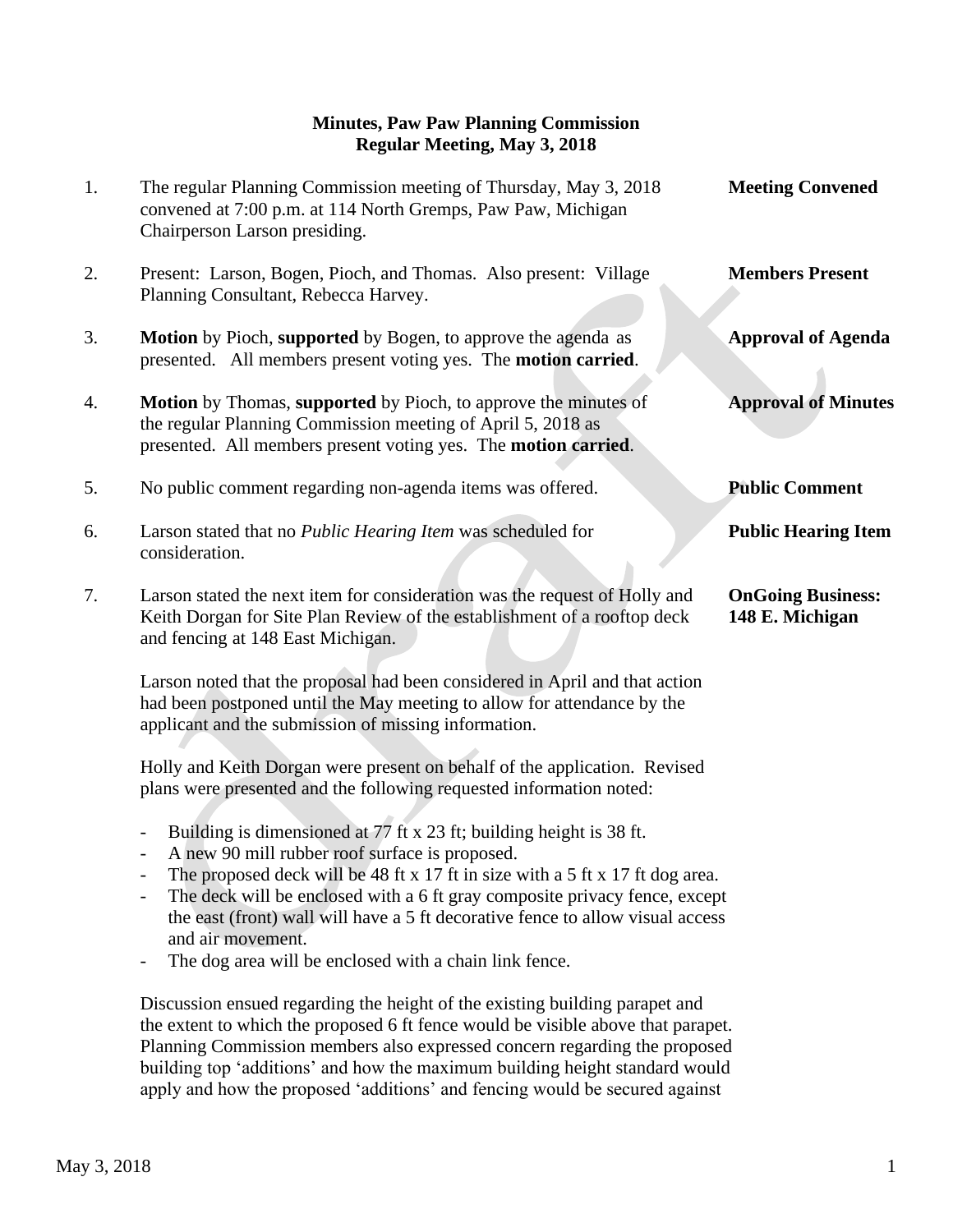**Minutes, Paw Paw Planning Commission**
**Regular Meeting, May 3, 2018**

1. The regular Planning Commission meeting of Thursday, May 3, 2018 convened at 7:00 p.m. at 114 North Gremps, Paw Paw, Michigan Chairperson Larson presiding. — **Meeting Convened**

2. Present: Larson, Bogen, Pioch, and Thomas. Also present: Village Planning Consultant, Rebecca Harvey. — **Members Present**

3. **Motion** by Pioch, **supported** by Bogen, to approve the agenda as presented. All members present voting yes. The **motion carried**. — **Approval of Agenda**

4. **Motion** by Thomas, **supported** by Pioch, to approve the minutes of the regular Planning Commission meeting of April 5, 2018 as presented. All members present voting yes. The **motion carried**. — **Approval of Minutes**

5. No public comment regarding non-agenda items was offered. — **Public Comment**

6. Larson stated that no *Public Hearing Item* was scheduled for consideration. — **Public Hearing Item**

7. Larson stated the next item for consideration was the request of Holly and Keith Dorgan for Site Plan Review of the establishment of a rooftop deck and fencing at 148 East Michigan. — **OnGoing Business: 148 E. Michigan**

   Larson noted that the proposal had been considered in April and that action had been postponed until the May meeting to allow for attendance by the applicant and the submission of missing information.

   Holly and Keith Dorgan were present on behalf of the application. Revised plans were presented and the following requested information noted:

   - Building is dimensioned at 77 ft x 23 ft; building height is 38 ft.
   - A new 90 mill rubber roof surface is proposed.
   - The proposed deck will be 48 ft x 17 ft in size with a 5 ft x 17 ft dog area.
   - The deck will be enclosed with a 6 ft gray composite privacy fence, except the east (front) wall will have a 5 ft decorative fence to allow visual access and air movement.
   - The dog area will be enclosed with a chain link fence.

   Discussion ensued regarding the height of the existing building parapet and the extent to which the proposed 6 ft fence would be visible above that parapet. Planning Commission members also expressed concern regarding the proposed building top 'additions' and how the maximum building height standard would apply and how the proposed 'additions' and fencing would be secured against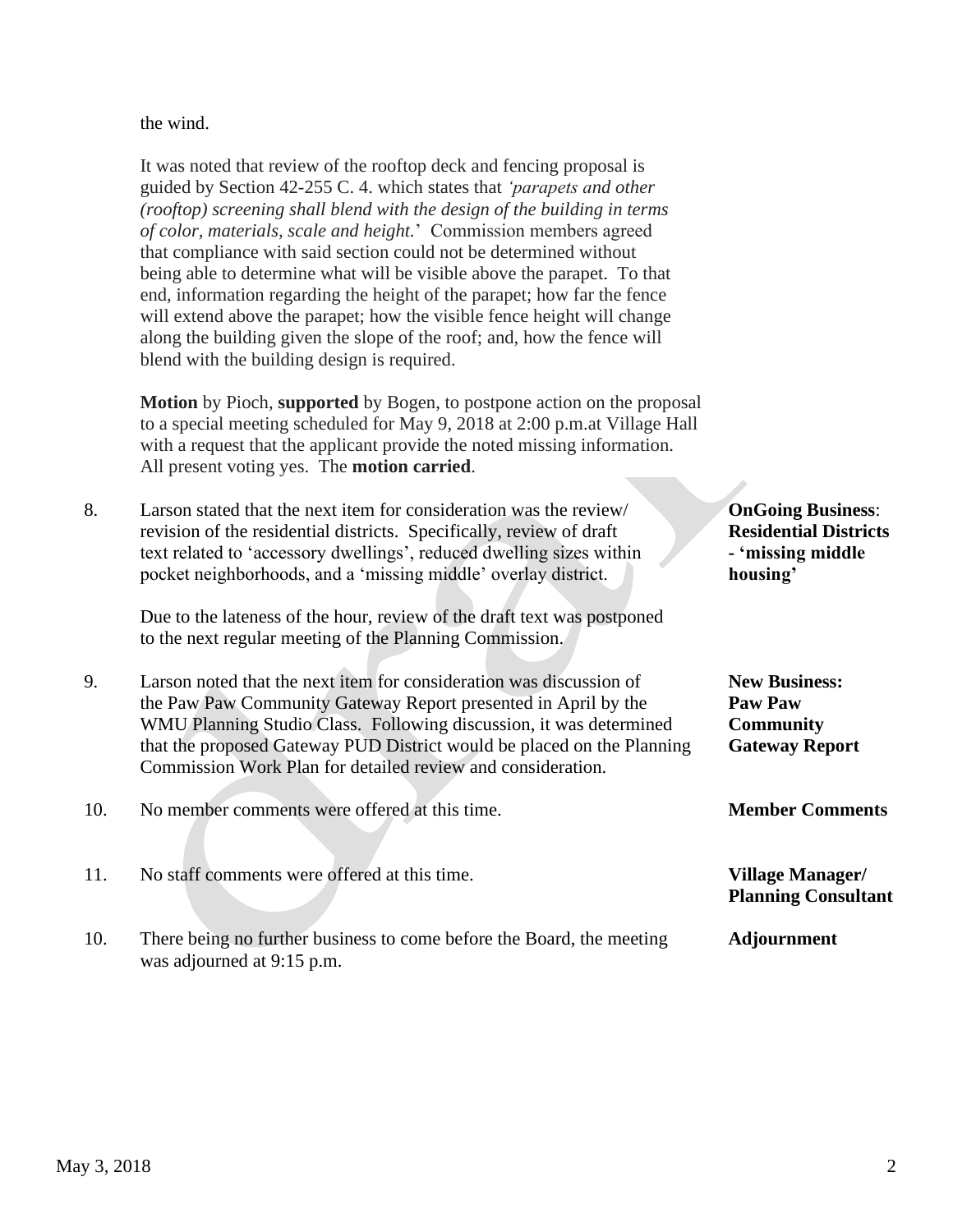the wind.

It was noted that review of the rooftop deck and fencing proposal is guided by Section 42-255 C. 4. which states that *'parapets and other (rooftop) screening shall blend with the design of the building in terms of color, materials, scale and height.*' Commission members agreed that compliance with said section could not be determined without being able to determine what will be visible above the parapet. To that end, information regarding the height of the parapet; how far the fence will extend above the parapet; how the visible fence height will change along the building given the slope of the roof; and, how the fence will blend with the building design is required.

**Motion** by Pioch, **supported** by Bogen, to postpone action on the proposal to a special meeting scheduled for May 9, 2018 at 2:00 p.m.at Village Hall with a request that the applicant provide the noted missing information. All present voting yes. The **motion carried**.

**OnGoing Business**: **Residential Districts - 'missing middle housing'**

8. Larson stated that the next item for consideration was the review/ revision of the residential districts. Specifically, review of draft text related to 'accessory dwellings', reduced dwelling sizes within pocket neighborhoods, and a 'missing middle' overlay district.

   Due to the lateness of the hour, review of the draft text was postponed to the next regular meeting of the Planning Commission.

**New Business: Paw Paw Community Gateway Report**

9. Larson noted that the next item for consideration was discussion of the Paw Paw Community Gateway Report presented in April by the WMU Planning Studio Class. Following discussion, it was determined that the proposed Gateway PUD District would be placed on the Planning Commission Work Plan for detailed review and consideration.

**Member Comments**

10. No member comments were offered at this time.

**Village Manager/ Planning Consultant**

11. No staff comments were offered at this time.

**Adjournment**

10. There being no further business to come before the Board, the meeting was adjourned at 9:15 p.m.

May 3, 2018